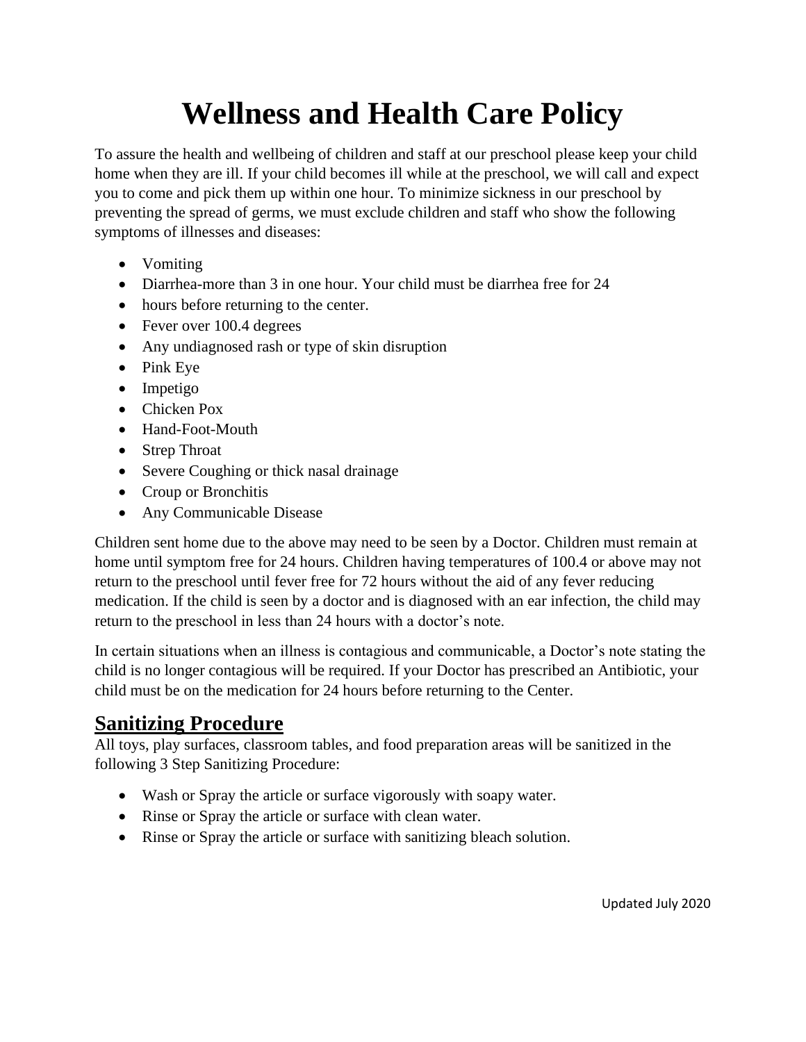# Wellness and Health Care Policy

To assure the health and wellbeing of children and staff at our preschool please keep your child home when they are ill. If your child becomes ill while at the preschool, we will call and expect you to come and pick them up within one hour. To minimize sickness in our preschool by preventing the spread of germs, we must exclude children and staff who show the following symptoms of illnesses and diseases:

- Vomiting
- Diarrhea-more than 3 in one hour. Your child must be diarrhea free for 24
- hours before returning to the center.
- Fever over 100.4 degrees
- Any undiagnosed rash or type of skin disruption
- Pink Eye
- Impetigo
- Chicken Pox
- Hand-Foot-Mouth
- Strep Throat
- Severe Coughing or thick nasal drainage
- Croup or Bronchitis
- Any Communicable Disease

Children sent home due to the above may need to be seen by a Doctor. Children must remain at home until symptom free for 24 hours. Children having temperatures of 100.4 or above may not return to the preschool until fever free for 72 hours without the aid of any fever reducing medication. If the child is seen by a doctor and is diagnosed with an ear infection, the child may return to the preschool in less than 24 hours with a doctor's note.

In certain situations when an illness is contagious and communicable, a Doctor's note stating the child is no longer contagious will be required. If your Doctor has prescribed an Antibiotic, your child must be on the medication for 24 hours before returning to the Center.

## Sanitizing Procedure

All toys, play surfaces, classroom tables, and food preparation areas will be sanitized in the following 3 Step Sanitizing Procedure:

- Wash or Spray the article or surface vigorously with soapy water.
- Rinse or Spray the article or surface with clean water.
- Rinse or Spray the article or surface with sanitizing bleach solution.

Updated July 2020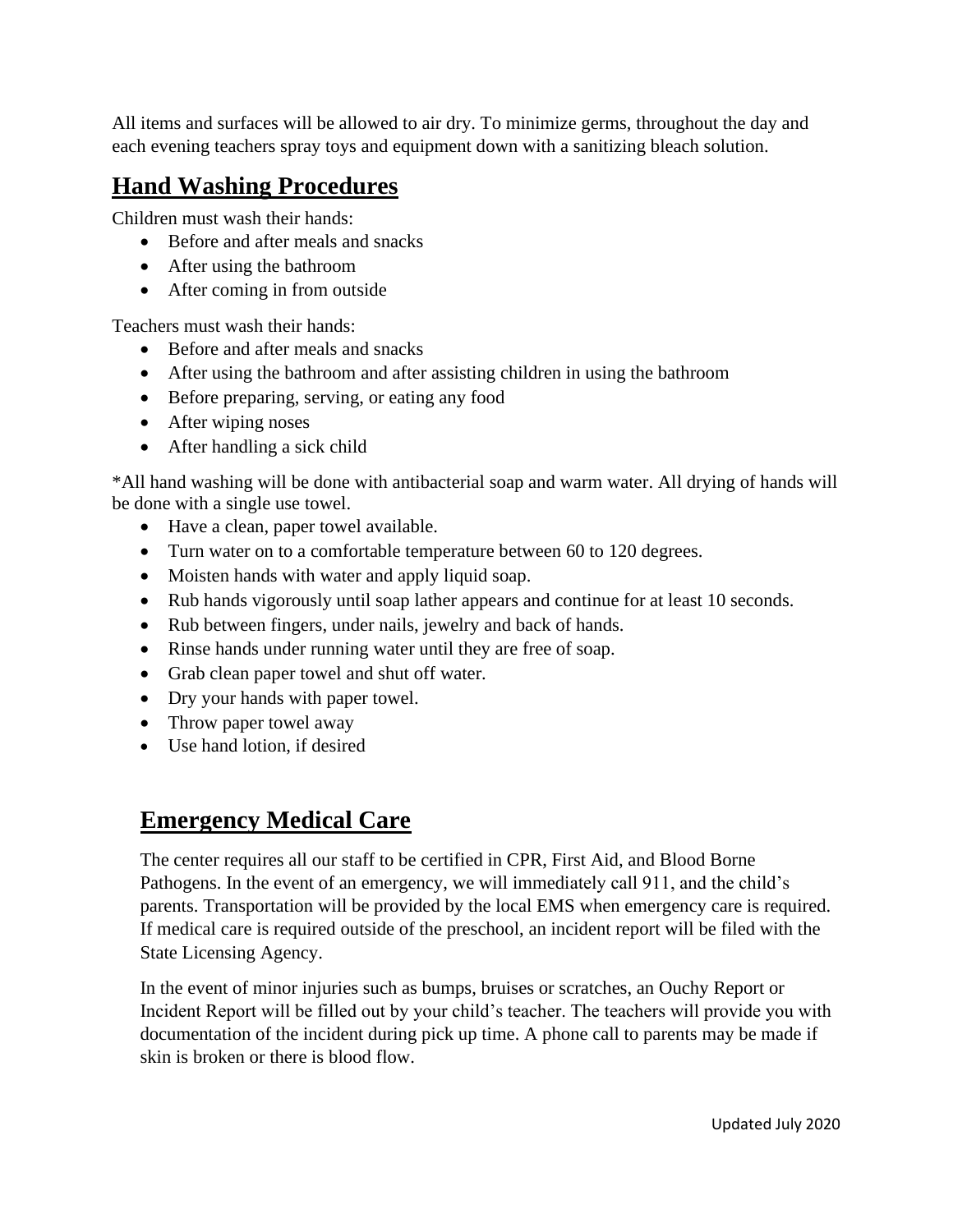All items and surfaces will be allowed to air dry. To minimize germs, throughout the day and each evening teachers spray toys and equipment down with a sanitizing bleach solution.

## Hand Washing Procedures

Children must wash their hands:

- Before and after meals and snacks
- After using the bathroom
- After coming in from outside

Teachers must wash their hands:

- Before and after meals and snacks
- After using the bathroom and after assisting children in using the bathroom
- Before preparing, serving, or eating any food
- After wiping noses
- After handling a sick child

*All hand washing will be done with antibacterial soap and warm water. All drying of hands will be done with a single use towel.

- Have a clean, paper towel available.
- Turn water on to a comfortable temperature between 60 to 120 degrees.
- Moisten hands with water and apply liquid soap.
- Rub hands vigorously until soap lather appears and continue for at least 10 seconds.
- Rub between fingers, under nails, jewelry and back of hands.
- Rinse hands under running water until they are free of soap.
- Grab clean paper towel and shut off water.
- Dry your hands with paper towel.
- Throw paper towel away
- Use hand lotion, if desired

## Emergency Medical Care

The center requires all our staff to be certified in CPR, First Aid, and Blood Borne Pathogens. In the event of an emergency, we will immediately call 911, and the child's parents. Transportation will be provided by the local EMS when emergency care is required. If medical care is required outside of the preschool, an incident report will be filed with the State Licensing Agency.

In the event of minor injuries such as bumps, bruises or scratches, an Ouchy Report or Incident Report will be filled out by your child's teacher. The teachers will provide you with documentation of the incident during pick up time. A phone call to parents may be made if skin is broken or there is blood flow.

Updated July 2020